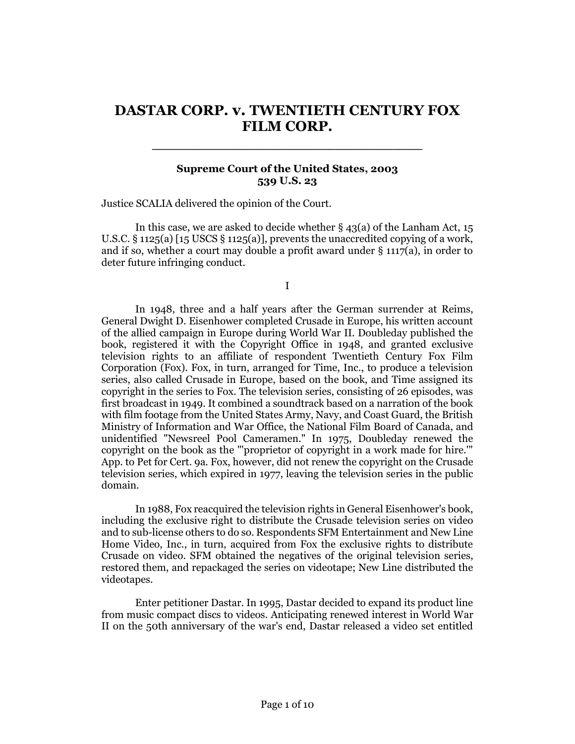# DASTAR CORP. v. TWENTIETH CENTURY FOX FILM CORP.

**Supreme Court of the United States, 2003**
**539 U.S. 23**

Justice SCALIA delivered the opinion of the Court.

In this case, we are asked to decide whether § 43(a) of the Lanham Act, 15 U.S.C. § 1125(a) [15 USCS § 1125(a)], prevents the unaccredited copying of a work, and if so, whether a court may double a profit award under § 1117(a), in order to deter future infringing conduct.

I

In 1948, three and a half years after the German surrender at Reims, General Dwight D. Eisenhower completed Crusade in Europe, his written account of the allied campaign in Europe during World War II. Doubleday published the book, registered it with the Copyright Office in 1948, and granted exclusive television rights to an affiliate of respondent Twentieth Century Fox Film Corporation (Fox). Fox, in turn, arranged for Time, Inc., to produce a television series, also called Crusade in Europe, based on the book, and Time assigned its copyright in the series to Fox. The television series, consisting of 26 episodes, was first broadcast in 1949. It combined a soundtrack based on a narration of the book with film footage from the United States Army, Navy, and Coast Guard, the British Ministry of Information and War Office, the National Film Board of Canada, and unidentified "Newsreel Pool Cameramen." In 1975, Doubleday renewed the copyright on the book as the "'proprietor of copyright in a work made for hire.'" App. to Pet for Cert. 9a. Fox, however, did not renew the copyright on the Crusade television series, which expired in 1977, leaving the television series in the public domain.

In 1988, Fox reacquired the television rights in General Eisenhower's book, including the exclusive right to distribute the Crusade television series on video and to sub-license others to do so. Respondents SFM Entertainment and New Line Home Video, Inc., in turn, acquired from Fox the exclusive rights to distribute Crusade on video. SFM obtained the negatives of the original television series, restored them, and repackaged the series on videotape; New Line distributed the videotapes.

Enter petitioner Dastar. In 1995, Dastar decided to expand its product line from music compact discs to videos. Anticipating renewed interest in World War II on the 50th anniversary of the war's end, Dastar released a video set entitled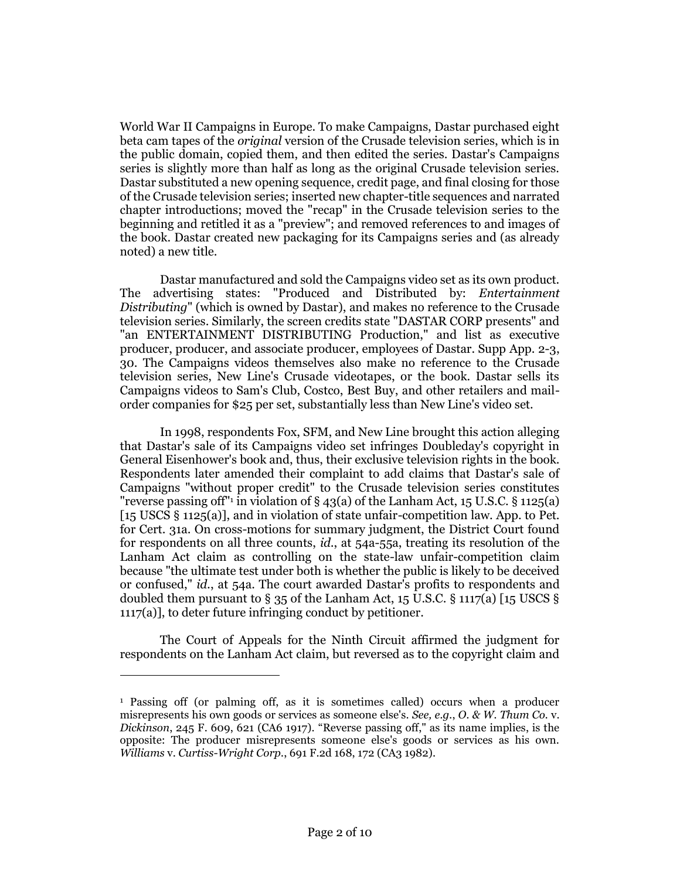World War II Campaigns in Europe. To make Campaigns, Dastar purchased eight beta cam tapes of the *original* version of the Crusade television series, which is in the public domain, copied them, and then edited the series. Dastar's Campaigns series is slightly more than half as long as the original Crusade television series. Dastar substituted a new opening sequence, credit page, and final closing for those of the Crusade television series; inserted new chapter-title sequences and narrated chapter introductions; moved the "recap" in the Crusade television series to the beginning and retitled it as a "preview"; and removed references to and images of the book. Dastar created new packaging for its Campaigns series and (as already noted) a new title.

Dastar manufactured and sold the Campaigns video set as its own product. The advertising states: "Produced and Distributed by: *Entertainment Distributing*" (which is owned by Dastar), and makes no reference to the Crusade television series. Similarly, the screen credits state "DASTAR CORP presents" and "an ENTERTAINMENT DISTRIBUTING Production," and list as executive producer, producer, and associate producer, employees of Dastar. Supp App. 2-3, 30. The Campaigns videos themselves also make no reference to the Crusade television series, New Line's Crusade videotapes, or the book. Dastar sells its Campaigns videos to Sam's Club, Costco, Best Buy, and other retailers and mail-order companies for $25 per set, substantially less than New Line's video set.

In 1998, respondents Fox, SFM, and New Line brought this action alleging that Dastar's sale of its Campaigns video set infringes Doubleday's copyright in General Eisenhower's book and, thus, their exclusive television rights in the book. Respondents later amended their complaint to add claims that Dastar's sale of Campaigns "without proper credit" to the Crusade television series constitutes "reverse passing off"[1] in violation of § 43(a) of the Lanham Act, 15 U.S.C. § 1125(a) [15 USCS § 1125(a)], and in violation of state unfair-competition law. App. to Pet. for Cert. 31a. On cross-motions for summary judgment, the District Court found for respondents on all three counts, *id*., at 54a-55a, treating its resolution of the Lanham Act claim as controlling on the state-law unfair-competition claim because "the ultimate test under both is whether the public is likely to be deceived or confused," *id*., at 54a. The court awarded Dastar's profits to respondents and doubled them pursuant to § 35 of the Lanham Act, 15 U.S.C. § 1117(a) [15 USCS § 1117(a)], to deter future infringing conduct by petitioner.

The Court of Appeals for the Ninth Circuit affirmed the judgment for respondents on the Lanham Act claim, but reversed as to the copyright claim and

---

[1] Passing off (or palming off, as it is sometimes called) occurs when a producer misrepresents his own goods or services as someone else's. *See, e.g.*, *O. & W. Thum Co.* v. *Dickinson*, 245 F. 609, 621 (CA6 1917). "Reverse passing off," as its name implies, is the opposite: The producer misrepresents someone else's goods or services as his own. *Williams* v. *Curtiss-Wright Corp.*, 691 F.2d 168, 172 (CA3 1982).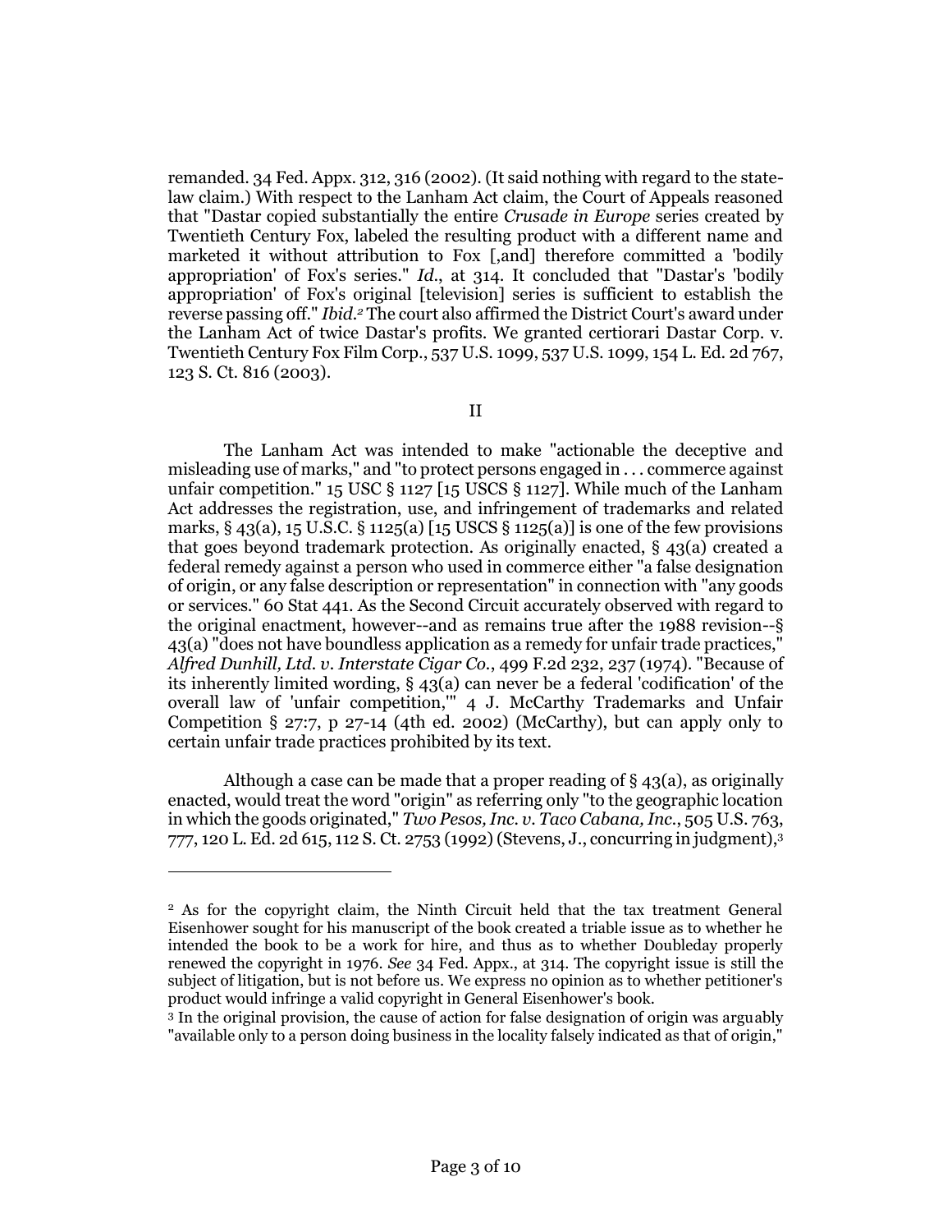remanded. 34 Fed. Appx. 312, 316 (2002). (It said nothing with regard to the state-law claim.) With respect to the Lanham Act claim, the Court of Appeals reasoned that "Dastar copied substantially the entire *Crusade in Europe* series created by Twentieth Century Fox, labeled the resulting product with a different name and marketed it without attribution to Fox [,and] therefore committed a 'bodily appropriation' of Fox's series." *Id.*, at 314. It concluded that "Dastar's 'bodily appropriation' of Fox's original [television] series is sufficient to establish the reverse passing off." *Ibid.*[2] The court also affirmed the District Court's award under the Lanham Act of twice Dastar's profits. We granted certiorari Dastar Corp. v. Twentieth Century Fox Film Corp., 537 U.S. 1099, 537 U.S. 1099, 154 L. Ed. 2d 767, 123 S. Ct. 816 (2003).

## II

The Lanham Act was intended to make "actionable the deceptive and misleading use of marks," and "to protect persons engaged in . . . commerce against unfair competition." 15 USC § 1127 [15 USCS § 1127]. While much of the Lanham Act addresses the registration, use, and infringement of trademarks and related marks, § 43(a), 15 U.S.C. § 1125(a) [15 USCS § 1125(a)] is one of the few provisions that goes beyond trademark protection. As originally enacted, § 43(a) created a federal remedy against a person who used in commerce either "a false designation of origin, or any false description or representation" in connection with "any goods or services." 60 Stat 441. As the Second Circuit accurately observed with regard to the original enactment, however--and as remains true after the 1988 revision--§ 43(a) "does not have boundless application as a remedy for unfair trade practices," *Alfred Dunhill, Ltd. v. Interstate Cigar Co.*, 499 F.2d 232, 237 (1974). "Because of its inherently limited wording, § 43(a) can never be a federal 'codification' of the overall law of 'unfair competition,'" 4 J. McCarthy Trademarks and Unfair Competition § 27:7, p 27-14 (4th ed. 2002) (McCarthy), but can apply only to certain unfair trade practices prohibited by its text.

Although a case can be made that a proper reading of § 43(a), as originally enacted, would treat the word "origin" as referring only "to the geographic location in which the goods originated," *Two Pesos, Inc. v. Taco Cabana, Inc.*, 505 U.S. 763, 777, 120 L. Ed. 2d 615, 112 S. Ct. 2753 (1992) (Stevens, J., concurring in judgment),[3]

---

[2] As for the copyright claim, the Ninth Circuit held that the tax treatment General Eisenhower sought for his manuscript of the book created a triable issue as to whether he intended the book to be a work for hire, and thus as to whether Doubleday properly renewed the copyright in 1976. *See* 34 Fed. Appx., at 314. The copyright issue is still the subject of litigation, but is not before us. We express no opinion as to whether petitioner's product would infringe a valid copyright in General Eisenhower's book.

[3] In the original provision, the cause of action for false designation of origin was arguably "available only to a person doing business in the locality falsely indicated as that of origin,"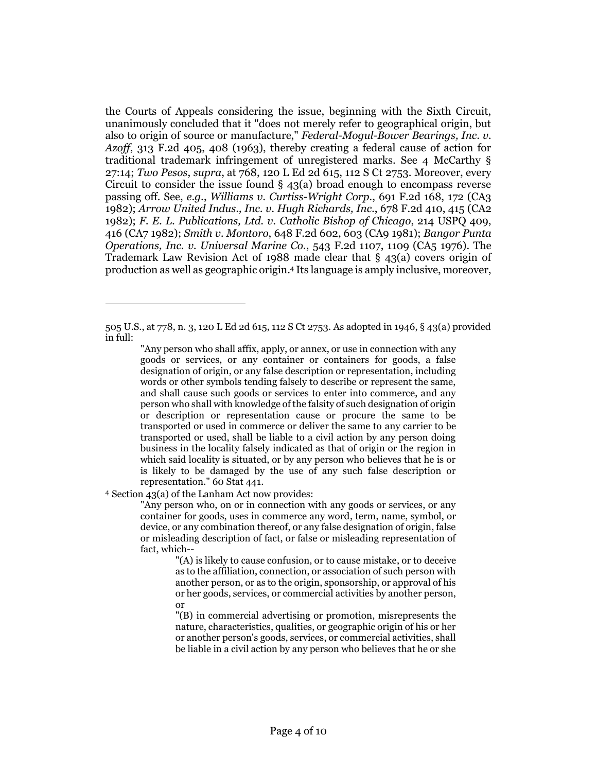the Courts of Appeals considering the issue, beginning with the Sixth Circuit, unanimously concluded that it "does not merely refer to geographical origin, but also to origin of source or manufacture," *Federal-Mogul-Bower Bearings, Inc. v. Azoff*, 313 F.2d 405, 408 (1963), thereby creating a federal cause of action for traditional trademark infringement of unregistered marks. See 4 McCarthy § 27:14; *Two Pesos*, *supra*, at 768, 120 L Ed 2d 615, 112 S Ct 2753. Moreover, every Circuit to consider the issue found § 43(a) broad enough to encompass reverse passing off. See, *e.g.*, *Williams v. Curtiss-Wright Corp.*, 691 F.2d 168, 172 (CA3 1982); *Arrow United Indus., Inc. v. Hugh Richards, Inc.*, 678 F.2d 410, 415 (CA2 1982); *F. E. L. Publications, Ltd. v. Catholic Bishop of Chicago*, 214 USPQ 409, 416 (CA7 1982); *Smith v. Montoro*, 648 F.2d 602, 603 (CA9 1981); *Bangor Punta Operations, Inc. v. Universal Marine Co.*, 543 F.2d 1107, 1109 (CA5 1976). The Trademark Law Revision Act of 1988 made clear that § 43(a) covers origin of production as well as geographic origin.[4] Its language is amply inclusive, moreover,

---

505 U.S., at 778, n. 3, 120 L Ed 2d 615, 112 S Ct 2753. As adopted in 1946, § 43(a) provided in full:

> "Any person who shall affix, apply, or annex, or use in connection with any goods or services, or any container or containers for goods, a false designation of origin, or any false description or representation, including words or other symbols tending falsely to describe or represent the same, and shall cause such goods or services to enter into commerce, and any person who shall with knowledge of the falsity of such designation of origin or description or representation cause or procure the same to be transported or used in commerce or deliver the same to any carrier to be transported or used, shall be liable to a civil action by any person doing business in the locality falsely indicated as that of origin or the region in which said locality is situated, or by any person who believes that he is or is likely to be damaged by the use of any such false description or representation." 60 Stat 441.

[4] Section 43(a) of the Lanham Act now provides:

> "Any person who, on or in connection with any goods or services, or any container for goods, uses in commerce any word, term, name, symbol, or device, or any combination thereof, or any false designation of origin, false or misleading description of fact, or false or misleading representation of fact, which--
>
> > "(A) is likely to cause confusion, or to cause mistake, or to deceive as to the affiliation, connection, or association of such person with another person, or as to the origin, sponsorship, or approval of his or her goods, services, or commercial activities by another person, or
> >
> > "(B) in commercial advertising or promotion, misrepresents the nature, characteristics, qualities, or geographic origin of his or her or another person's goods, services, or commercial activities, shall be liable in a civil action by any person who believes that he or she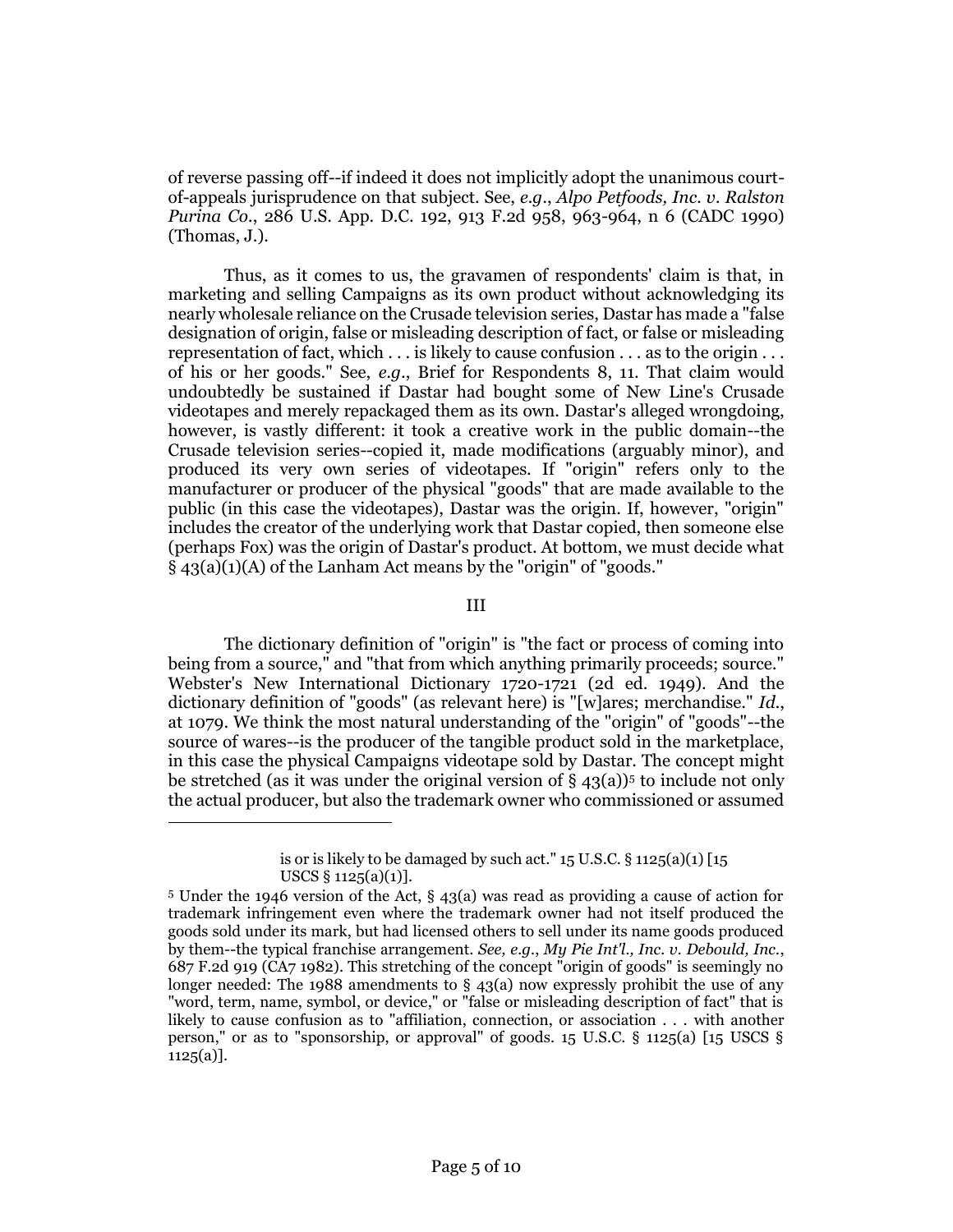of reverse passing off--if indeed it does not implicitly adopt the unanimous court-of-appeals jurisprudence on that subject. See, *e.g.*, *Alpo Petfoods, Inc. v. Ralston Purina Co.*, 286 U.S. App. D.C. 192, 913 F.2d 958, 963-964, n 6 (CADC 1990) (Thomas, J.).

Thus, as it comes to us, the gravamen of respondents' claim is that, in marketing and selling Campaigns as its own product without acknowledging its nearly wholesale reliance on the Crusade television series, Dastar has made a "false designation of origin, false or misleading description of fact, or false or misleading representation of fact, which . . . is likely to cause confusion . . . as to the origin . . . of his or her goods." See, *e.g.*, Brief for Respondents 8, 11. That claim would undoubtedly be sustained if Dastar had bought some of New Line's Crusade videotapes and merely repackaged them as its own. Dastar's alleged wrongdoing, however, is vastly different: it took a creative work in the public domain--the Crusade television series--copied it, made modifications (arguably minor), and produced its very own series of videotapes. If "origin" refers only to the manufacturer or producer of the physical "goods" that are made available to the public (in this case the videotapes), Dastar was the origin. If, however, "origin" includes the creator of the underlying work that Dastar copied, then someone else (perhaps Fox) was the origin of Dastar's product. At bottom, we must decide what § 43(a)(1)(A) of the Lanham Act means by the "origin" of "goods."

## III

The dictionary definition of "origin" is "the fact or process of coming into being from a source," and "that from which anything primarily proceeds; source." Webster's New International Dictionary 1720-1721 (2d ed. 1949). And the dictionary definition of "goods" (as relevant here) is "[w]ares; merchandise." *Id.*, at 1079. We think the most natural understanding of the "origin" of "goods"--the source of wares--is the producer of the tangible product sold in the marketplace, in this case the physical Campaigns videotape sold by Dastar. The concept might be stretched (as it was under the original version of § 43(a))[5] to include not only the actual producer, but also the trademark owner who commissioned or assumed

---

is or is likely to be damaged by such act." 15 U.S.C. § 1125(a)(1) [15 USCS § 1125(a)(1)].

[5] Under the 1946 version of the Act, § 43(a) was read as providing a cause of action for trademark infringement even where the trademark owner had not itself produced the goods sold under its mark, but had licensed others to sell under its name goods produced by them--the typical franchise arrangement. *See, e.g.*, *My Pie Int'l., Inc. v. Debould, Inc.*, 687 F.2d 919 (CA7 1982). This stretching of the concept "origin of goods" is seemingly no longer needed: The 1988 amendments to § 43(a) now expressly prohibit the use of any "word, term, name, symbol, or device," or "false or misleading description of fact" that is likely to cause confusion as to "affiliation, connection, or association . . . with another person," or as to "sponsorship, or approval" of goods. 15 U.S.C. § 1125(a) [15 USCS § 1125(a)].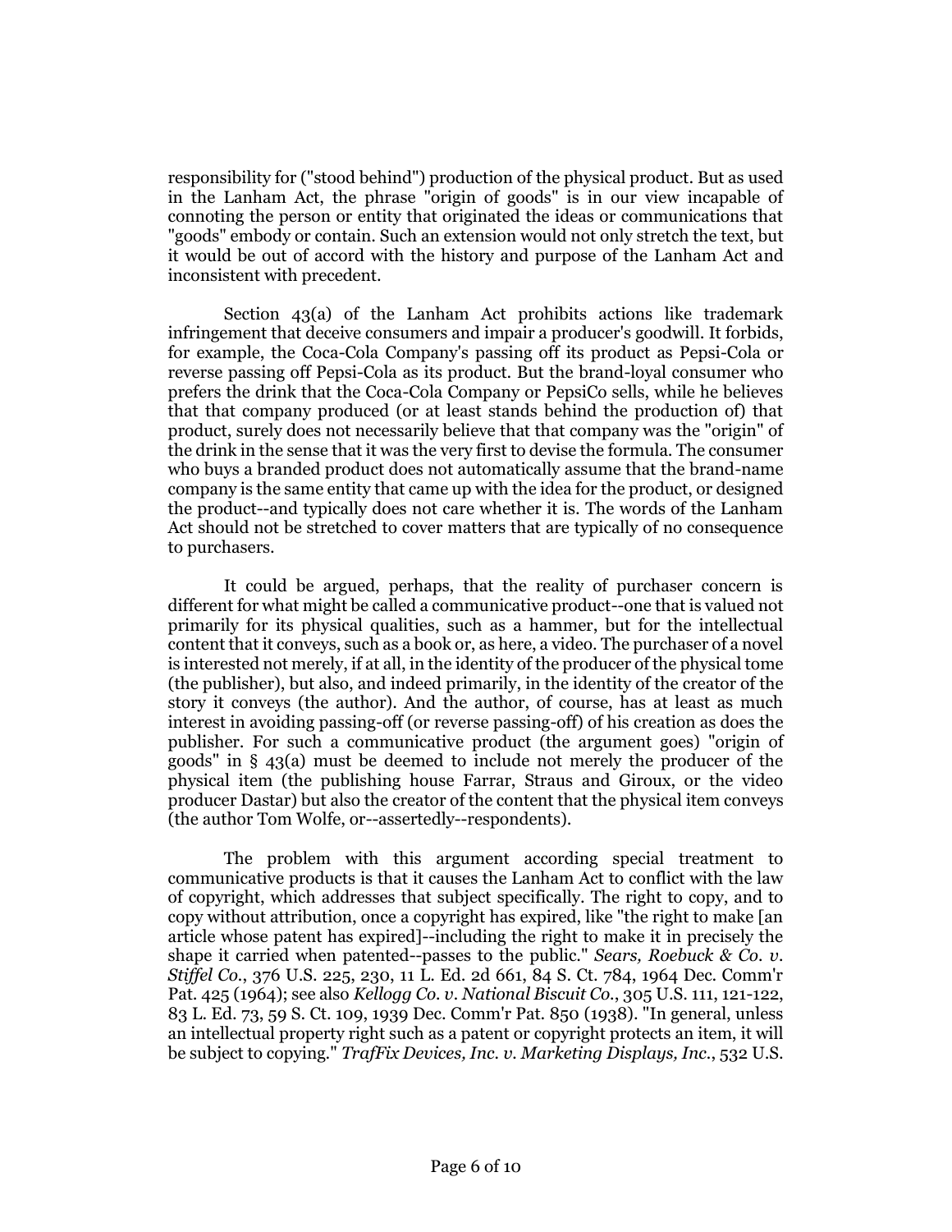responsibility for ("stood behind") production of the physical product. But as used in the Lanham Act, the phrase "origin of goods" is in our view incapable of connoting the person or entity that originated the ideas or communications that "goods" embody or contain. Such an extension would not only stretch the text, but it would be out of accord with the history and purpose of the Lanham Act and inconsistent with precedent.

Section 43(a) of the Lanham Act prohibits actions like trademark infringement that deceive consumers and impair a producer's goodwill. It forbids, for example, the Coca-Cola Company's passing off its product as Pepsi-Cola or reverse passing off Pepsi-Cola as its product. But the brand-loyal consumer who prefers the drink that the Coca-Cola Company or PepsiCo sells, while he believes that that company produced (or at least stands behind the production of) that product, surely does not necessarily believe that that company was the "origin" of the drink in the sense that it was the very first to devise the formula. The consumer who buys a branded product does not automatically assume that the brand-name company is the same entity that came up with the idea for the product, or designed the product--and typically does not care whether it is. The words of the Lanham Act should not be stretched to cover matters that are typically of no consequence to purchasers.

It could be argued, perhaps, that the reality of purchaser concern is different for what might be called a communicative product--one that is valued not primarily for its physical qualities, such as a hammer, but for the intellectual content that it conveys, such as a book or, as here, a video. The purchaser of a novel is interested not merely, if at all, in the identity of the producer of the physical tome (the publisher), but also, and indeed primarily, in the identity of the creator of the story it conveys (the author). And the author, of course, has at least as much interest in avoiding passing-off (or reverse passing-off) of his creation as does the publisher. For such a communicative product (the argument goes) "origin of goods" in § 43(a) must be deemed to include not merely the producer of the physical item (the publishing house Farrar, Straus and Giroux, or the video producer Dastar) but also the creator of the content that the physical item conveys (the author Tom Wolfe, or--assertedly--respondents).

The problem with this argument according special treatment to communicative products is that it causes the Lanham Act to conflict with the law of copyright, which addresses that subject specifically. The right to copy, and to copy without attribution, once a copyright has expired, like "the right to make [an article whose patent has expired]--including the right to make it in precisely the shape it carried when patented--passes to the public." *Sears, Roebuck & Co. v. Stiffel Co.*, 376 U.S. 225, 230, 11 L. Ed. 2d 661, 84 S. Ct. 784, 1964 Dec. Comm'r Pat. 425 (1964); see also *Kellogg Co. v. National Biscuit Co.*, 305 U.S. 111, 121-122, 83 L. Ed. 73, 59 S. Ct. 109, 1939 Dec. Comm'r Pat. 850 (1938). "In general, unless an intellectual property right such as a patent or copyright protects an item, it will be subject to copying." *TrafFix Devices, Inc. v. Marketing Displays, Inc.*, 532 U.S.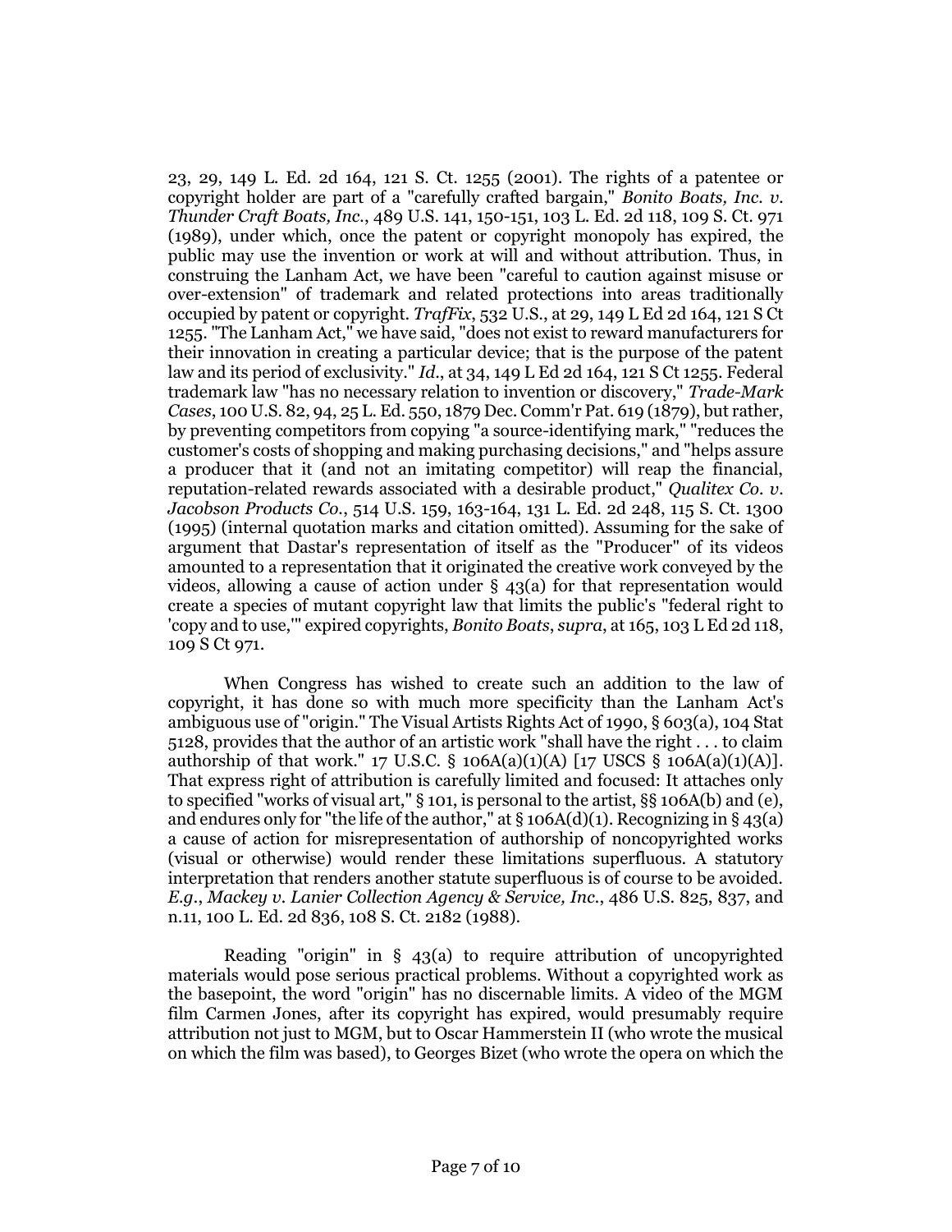23, 29, 149 L. Ed. 2d 164, 121 S. Ct. 1255 (2001). The rights of a patentee or copyright holder are part of a "carefully crafted bargain," *Bonito Boats, Inc. v. Thunder Craft Boats, Inc.*, 489 U.S. 141, 150-151, 103 L. Ed. 2d 118, 109 S. Ct. 971 (1989), under which, once the patent or copyright monopoly has expired, the public may use the invention or work at will and without attribution. Thus, in construing the Lanham Act, we have been "careful to caution against misuse or over-extension" of trademark and related protections into areas traditionally occupied by patent or copyright. *TrafFix*, 532 U.S., at 29, 149 L Ed 2d 164, 121 S Ct 1255. "The Lanham Act," we have said, "does not exist to reward manufacturers for their innovation in creating a particular device; that is the purpose of the patent law and its period of exclusivity." *Id.*, at 34, 149 L Ed 2d 164, 121 S Ct 1255. Federal trademark law "has no necessary relation to invention or discovery," *Trade-Mark Cases*, 100 U.S. 82, 94, 25 L. Ed. 550, 1879 Dec. Comm'r Pat. 619 (1879), but rather, by preventing competitors from copying "a source-identifying mark," "reduces the customer's costs of shopping and making purchasing decisions," and "helps assure a producer that it (and not an imitating competitor) will reap the financial, reputation-related rewards associated with a desirable product," *Qualitex Co. v. Jacobson Products Co.*, 514 U.S. 159, 163-164, 131 L. Ed. 2d 248, 115 S. Ct. 1300 (1995) (internal quotation marks and citation omitted). Assuming for the sake of argument that Dastar's representation of itself as the "Producer" of its videos amounted to a representation that it originated the creative work conveyed by the videos, allowing a cause of action under § 43(a) for that representation would create a species of mutant copyright law that limits the public's "federal right to 'copy and to use,'" expired copyrights, *Bonito Boats*, *supra*, at 165, 103 L Ed 2d 118, 109 S Ct 971.

When Congress has wished to create such an addition to the law of copyright, it has done so with much more specificity than the Lanham Act's ambiguous use of "origin." The Visual Artists Rights Act of 1990, § 603(a), 104 Stat 5128, provides that the author of an artistic work "shall have the right . . . to claim authorship of that work." 17 U.S.C. § 106A(a)(1)(A) [17 USCS § 106A(a)(1)(A)]. That express right of attribution is carefully limited and focused: It attaches only to specified "works of visual art," § 101, is personal to the artist, §§ 106A(b) and (e), and endures only for "the life of the author," at § 106A(d)(1). Recognizing in § 43(a) a cause of action for misrepresentation of authorship of noncopyrighted works (visual or otherwise) would render these limitations superfluous. A statutory interpretation that renders another statute superfluous is of course to be avoided. *E.g.*, *Mackey v. Lanier Collection Agency & Service, Inc.*, 486 U.S. 825, 837, and n.11, 100 L. Ed. 2d 836, 108 S. Ct. 2182 (1988).

Reading "origin" in § 43(a) to require attribution of uncopyrighted materials would pose serious practical problems. Without a copyrighted work as the basepoint, the word "origin" has no discernable limits. A video of the MGM film Carmen Jones, after its copyright has expired, would presumably require attribution not just to MGM, but to Oscar Hammerstein II (who wrote the musical on which the film was based), to Georges Bizet (who wrote the opera on which the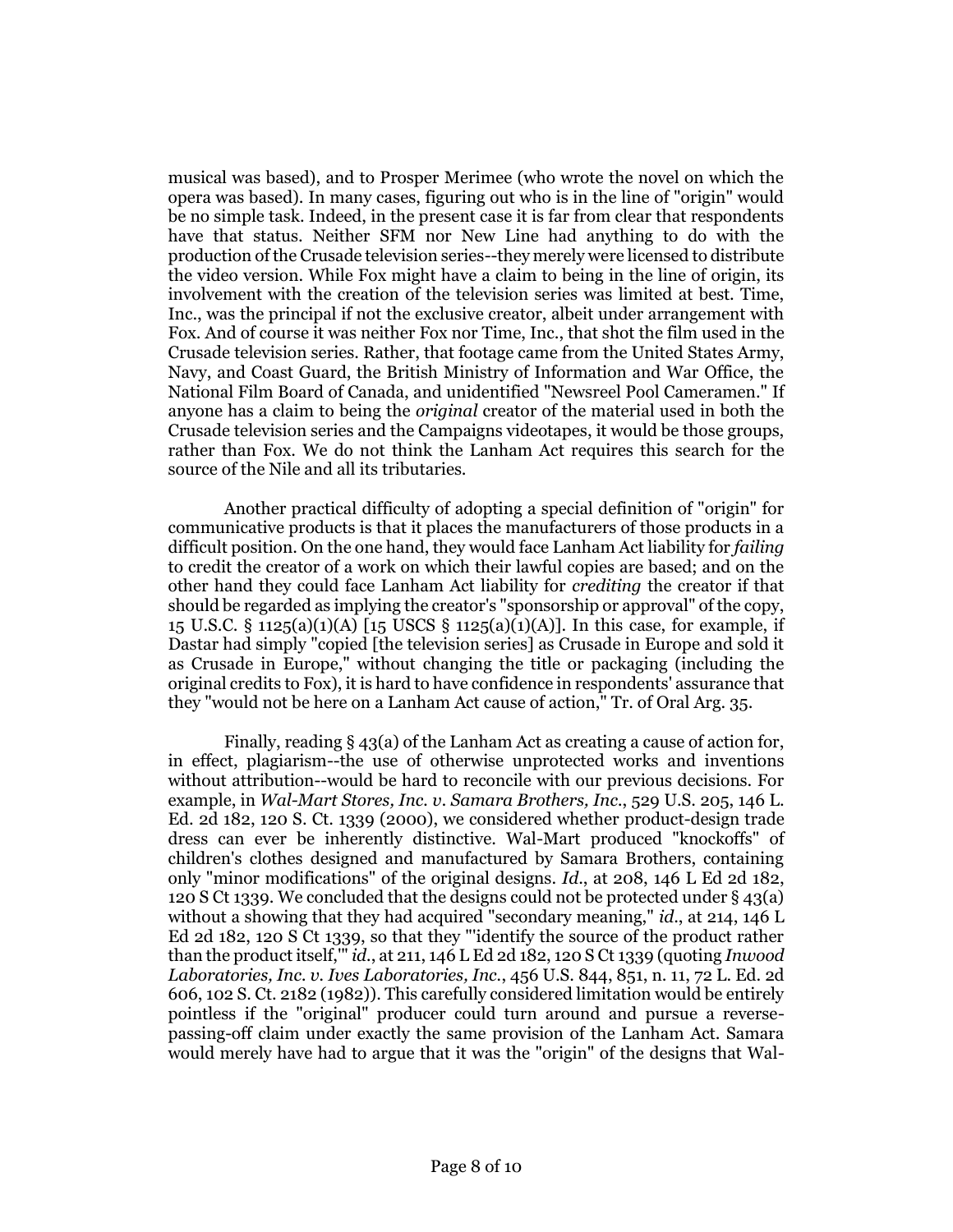musical was based), and to Prosper Merimee (who wrote the novel on which the opera was based). In many cases, figuring out who is in the line of "origin" would be no simple task. Indeed, in the present case it is far from clear that respondents have that status. Neither SFM nor New Line had anything to do with the production of the Crusade television series--they merely were licensed to distribute the video version. While Fox might have a claim to being in the line of origin, its involvement with the creation of the television series was limited at best. Time, Inc., was the principal if not the exclusive creator, albeit under arrangement with Fox. And of course it was neither Fox nor Time, Inc., that shot the film used in the Crusade television series. Rather, that footage came from the United States Army, Navy, and Coast Guard, the British Ministry of Information and War Office, the National Film Board of Canada, and unidentified "Newsreel Pool Cameramen." If anyone has a claim to being the *original* creator of the material used in both the Crusade television series and the Campaigns videotapes, it would be those groups, rather than Fox. We do not think the Lanham Act requires this search for the source of the Nile and all its tributaries.

Another practical difficulty of adopting a special definition of "origin" for communicative products is that it places the manufacturers of those products in a difficult position. On the one hand, they would face Lanham Act liability for *failing* to credit the creator of a work on which their lawful copies are based; and on the other hand they could face Lanham Act liability for *crediting* the creator if that should be regarded as implying the creator's "sponsorship or approval" of the copy, 15 U.S.C. § 1125(a)(1)(A) [15 USCS § 1125(a)(1)(A)]. In this case, for example, if Dastar had simply "copied [the television series] as Crusade in Europe and sold it as Crusade in Europe," without changing the title or packaging (including the original credits to Fox), it is hard to have confidence in respondents' assurance that they "would not be here on a Lanham Act cause of action," Tr. of Oral Arg. 35.

Finally, reading § 43(a) of the Lanham Act as creating a cause of action for, in effect, plagiarism--the use of otherwise unprotected works and inventions without attribution--would be hard to reconcile with our previous decisions. For example, in *Wal-Mart Stores, Inc. v. Samara Brothers, Inc.*, 529 U.S. 205, 146 L. Ed. 2d 182, 120 S. Ct. 1339 (2000), we considered whether product-design trade dress can ever be inherently distinctive. Wal-Mart produced "knockoffs" of children's clothes designed and manufactured by Samara Brothers, containing only "minor modifications" of the original designs. *Id*., at 208, 146 L Ed 2d 182, 120 S Ct 1339. We concluded that the designs could not be protected under § 43(a) without a showing that they had acquired "secondary meaning," *id*., at 214, 146 L Ed 2d 182, 120 S Ct 1339, so that they "'identify the source of the product rather than the product itself,'" *id*., at 211, 146 L Ed 2d 182, 120 S Ct 1339 (quoting *Inwood Laboratories, Inc. v. Ives Laboratories, Inc.*, 456 U.S. 844, 851, n. 11, 72 L. Ed. 2d 606, 102 S. Ct. 2182 (1982)). This carefully considered limitation would be entirely pointless if the "original" producer could turn around and pursue a reverse-passing-off claim under exactly the same provision of the Lanham Act. Samara would merely have had to argue that it was the "origin" of the designs that Wal-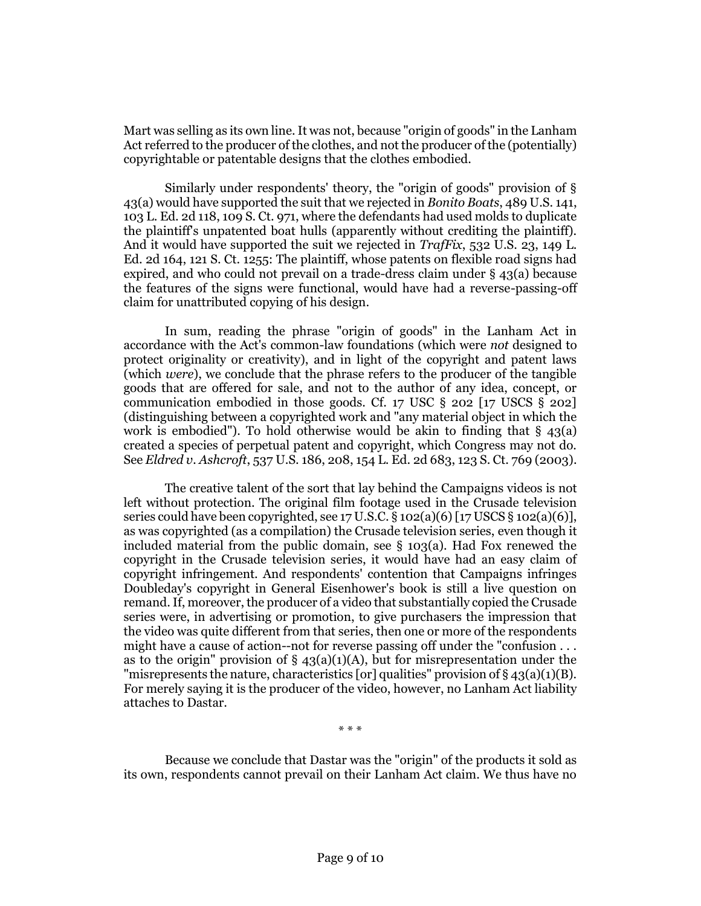Mart was selling as its own line. It was not, because "origin of goods" in the Lanham Act referred to the producer of the clothes, and not the producer of the (potentially) copyrightable or patentable designs that the clothes embodied.

Similarly under respondents' theory, the "origin of goods" provision of § 43(a) would have supported the suit that we rejected in *Bonito Boats*, 489 U.S. 141, 103 L. Ed. 2d 118, 109 S. Ct. 971, where the defendants had used molds to duplicate the plaintiff's unpatented boat hulls (apparently without crediting the plaintiff). And it would have supported the suit we rejected in *TrafFix*, 532 U.S. 23, 149 L. Ed. 2d 164, 121 S. Ct. 1255: The plaintiff, whose patents on flexible road signs had expired, and who could not prevail on a trade-dress claim under § 43(a) because the features of the signs were functional, would have had a reverse-passing-off claim for unattributed copying of his design.

In sum, reading the phrase "origin of goods" in the Lanham Act in accordance with the Act's common-law foundations (which were *not* designed to protect originality or creativity), and in light of the copyright and patent laws (which *were*), we conclude that the phrase refers to the producer of the tangible goods that are offered for sale, and not to the author of any idea, concept, or communication embodied in those goods. Cf. 17 USC § 202 [17 USCS § 202] (distinguishing between a copyrighted work and "any material object in which the work is embodied"). To hold otherwise would be akin to finding that § 43(a) created a species of perpetual patent and copyright, which Congress may not do. See *Eldred v. Ashcroft*, 537 U.S. 186, 208, 154 L. Ed. 2d 683, 123 S. Ct. 769 (2003).

The creative talent of the sort that lay behind the Campaigns videos is not left without protection. The original film footage used in the Crusade television series could have been copyrighted, see 17 U.S.C. § 102(a)(6) [17 USCS § 102(a)(6)], as was copyrighted (as a compilation) the Crusade television series, even though it included material from the public domain, see § 103(a). Had Fox renewed the copyright in the Crusade television series, it would have had an easy claim of copyright infringement. And respondents' contention that Campaigns infringes Doubleday's copyright in General Eisenhower's book is still a live question on remand. If, moreover, the producer of a video that substantially copied the Crusade series were, in advertising or promotion, to give purchasers the impression that the video was quite different from that series, then one or more of the respondents might have a cause of action--not for reverse passing off under the "confusion . . . as to the origin" provision of § 43(a)(1)(A), but for misrepresentation under the "misrepresents the nature, characteristics [or] qualities" provision of § 43(a)(1)(B). For merely saying it is the producer of the video, however, no Lanham Act liability attaches to Dastar.

\* \* \*

Because we conclude that Dastar was the "origin" of the products it sold as its own, respondents cannot prevail on their Lanham Act claim. We thus have no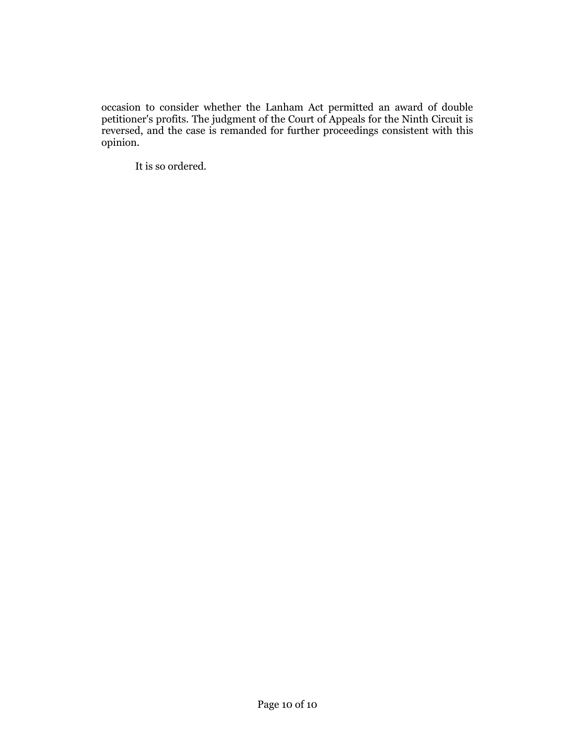occasion to consider whether the Lanham Act permitted an award of double petitioner's profits. The judgment of the Court of Appeals for the Ninth Circuit is reversed, and the case is remanded for further proceedings consistent with this opinion.

It is so ordered.